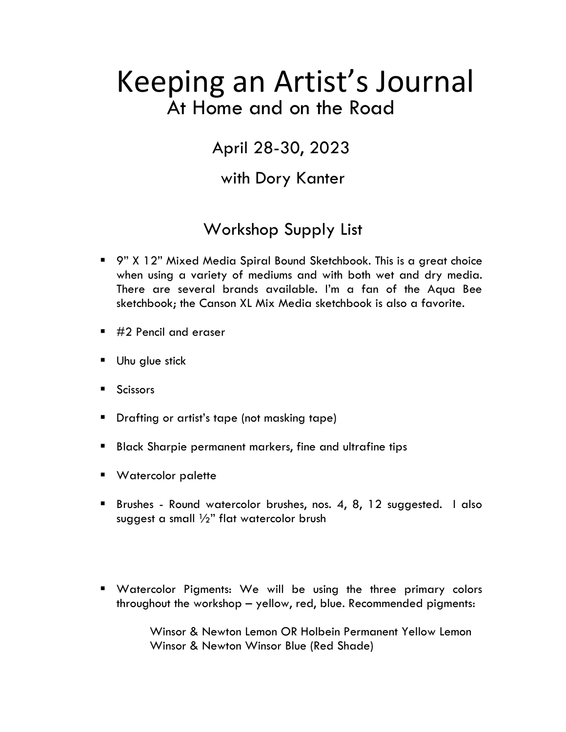# Keeping an Artist's Journal

## At Home and on the Road

### April 28-30, 2023

### with Dory Kanter

## Workshop Supply List

- 9" X 12" Mixed Media Spiral Bound Sketchbook. This is a great choice when using a variety of mediums and with both wet and dry media. There are several brands available. I'm a fan of the Aqua Bee sketchbook; the Canson XL Mix Media sketchbook is also a favorite.
- #2 Pencil and eraser
- Uhu glue stick
- Scissors
- Drafting or artist's tape (not masking tape)
- Black Sharpie permanent markers, fine and ultrafine tips
- Watercolor palette
- Brushes - Round watercolor brushes, nos. 4, 8, 12 suggested. I also suggest a small ½" flat watercolor brush
- Watercolor Pigments: We will be using the three primary colors throughout the workshop – yellow, red, blue. Recommended pigments:

  Winsor & Newton Lemon OR Holbein Permanent Yellow Lemon
  Winsor & Newton Winsor Blue (Red Shade)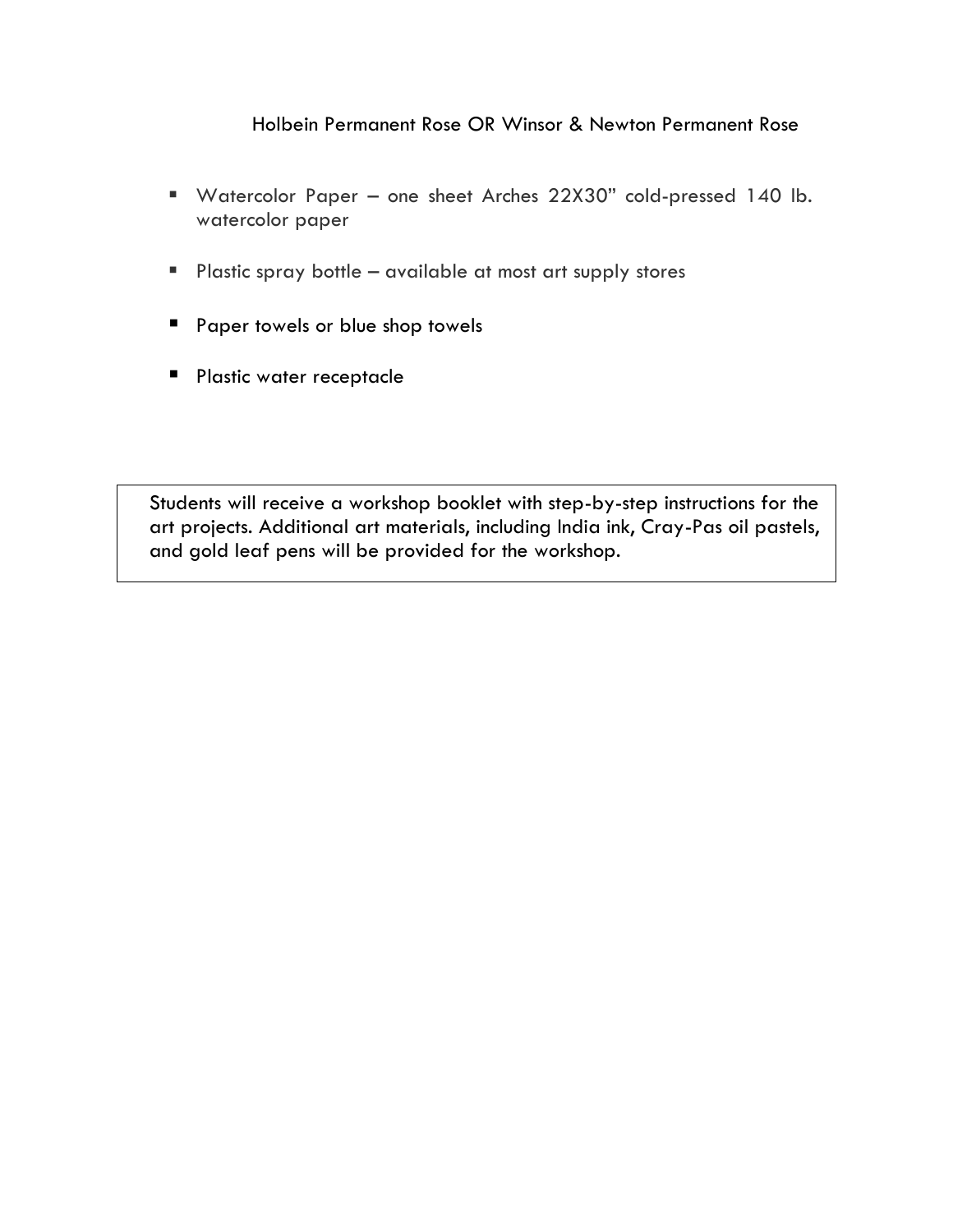Holbein Permanent Rose OR Winsor & Newton Permanent Rose

- Watercolor Paper – one sheet Arches 22X30" cold-pressed 140 lb. watercolor paper
- Plastic spray bottle – available at most art supply stores
- Paper towels or blue shop towels
- Plastic water receptacle

Students will receive a workshop booklet with step-by-step instructions for the art projects. Additional art materials, including India ink, Cray-Pas oil pastels, and gold leaf pens will be provided for the workshop.